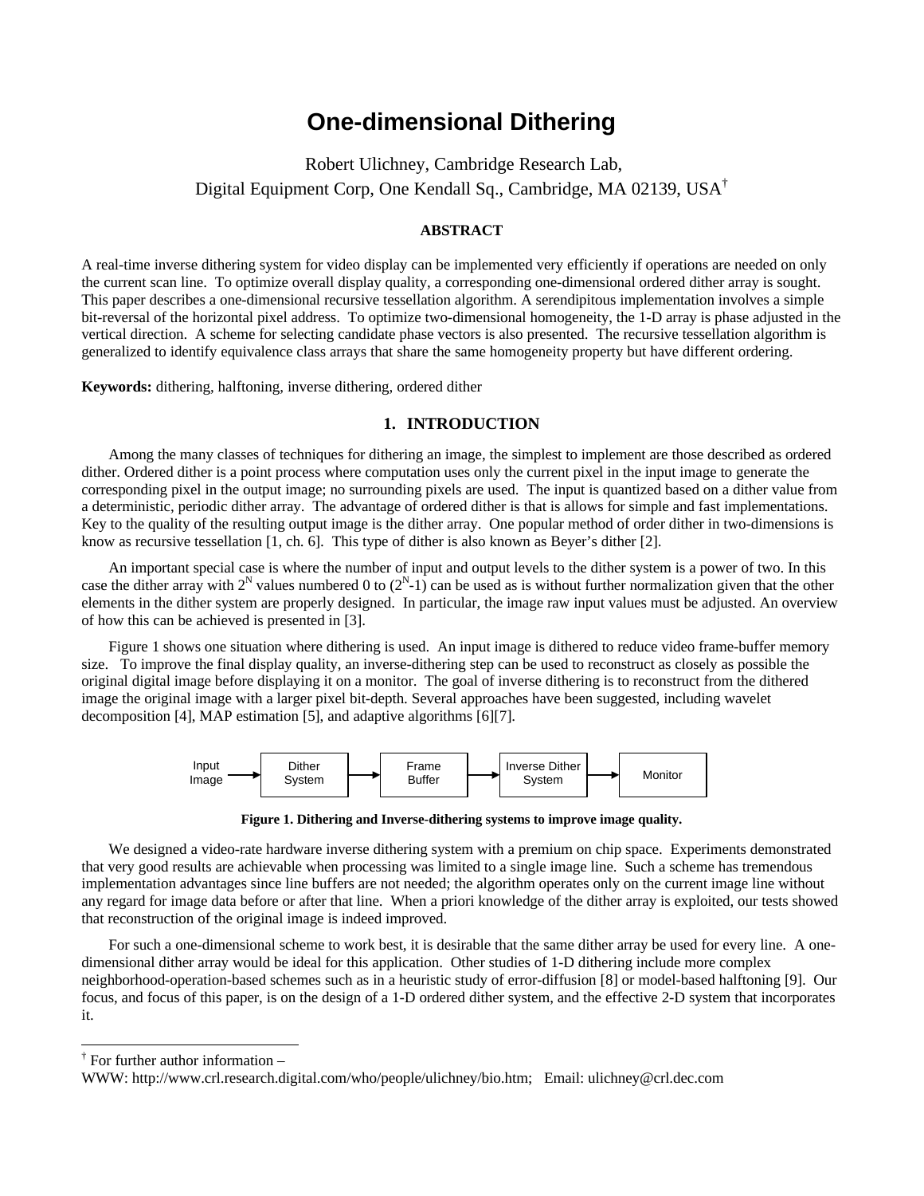# One-dimensional Dithering

Robert Ulichney, Cambridge Research Lab,
Digital Equipment Corp, One Kendall Sq., Cambridge, MA 02139, USA[†]

### ABSTRACT

A real-time inverse dithering system for video display can be implemented very efficiently if operations are needed on only the current scan line. To optimize overall display quality, a corresponding one-dimensional ordered dither array is sought. This paper describes a one-dimensional recursive tessellation algorithm. A serendipitous implementation involves a simple bit-reversal of the horizontal pixel address. To optimize two-dimensional homogeneity, the 1-D array is phase adjusted in the vertical direction. A scheme for selecting candidate phase vectors is also presented. The recursive tessellation algorithm is generalized to identify equivalence class arrays that share the same homogeneity property but have different ordering.

**Keywords:** dithering, halftoning, inverse dithering, ordered dither

## 1. INTRODUCTION

Among the many classes of techniques for dithering an image, the simplest to implement are those described as ordered dither. Ordered dither is a point process where computation uses only the current pixel in the input image to generate the corresponding pixel in the output image; no surrounding pixels are used. The input is quantized based on a dither value from a deterministic, periodic dither array. The advantage of ordered dither is that is allows for simple and fast implementations. Key to the quality of the resulting output image is the dither array. One popular method of order dither in two-dimensions is know as recursive tessellation [1, ch. 6]. This type of dither is also known as Beyer's dither [2].

An important special case is where the number of input and output levels to the dither system is a power of two. In this case the dither array with $2^N$ values numbered 0 to ($2^N$-1) can be used as is without further normalization given that the other elements in the dither system are properly designed. In particular, the image raw input values must be adjusted. An overview of how this can be achieved is presented in [3].

Figure 1 shows one situation where dithering is used. An input image is dithered to reduce video frame-buffer memory size. To improve the final display quality, an inverse-dithering step can be used to reconstruct as closely as possible the original digital image before displaying it on a monitor. The goal of inverse dithering is to reconstruct from the dithered image the original image with a larger pixel bit-depth. Several approaches have been suggested, including wavelet decomposition [4], MAP estimation [5], and adaptive algorithms [6][7].

Input Image → Dither System → Frame Buffer → Inverse Dither System → Monitor

**Figure 1. Dithering and Inverse-dithering systems to improve image quality.**

We designed a video-rate hardware inverse dithering system with a premium on chip space. Experiments demonstrated that very good results are achievable when processing was limited to a single image line. Such a scheme has tremendous implementation advantages since line buffers are not needed; the algorithm operates only on the current image line without any regard for image data before or after that line. When a priori knowledge of the dither array is exploited, our tests showed that reconstruction of the original image is indeed improved.

For such a one-dimensional scheme to work best, it is desirable that the same dither array be used for every line. A one-dimensional dither array would be ideal for this application. Other studies of 1-D dithering include more complex neighborhood-operation-based schemes such as in a heuristic study of error-diffusion [8] or model-based halftoning [9]. Our focus, and focus of this paper, is on the design of a 1-D ordered dither system, and the effective 2-D system that incorporates it.

---

[†] For further author information –
WWW: http://www.crl.research.digital.com/who/people/ulichney/bio.htm; Email: ulichney@crl.dec.com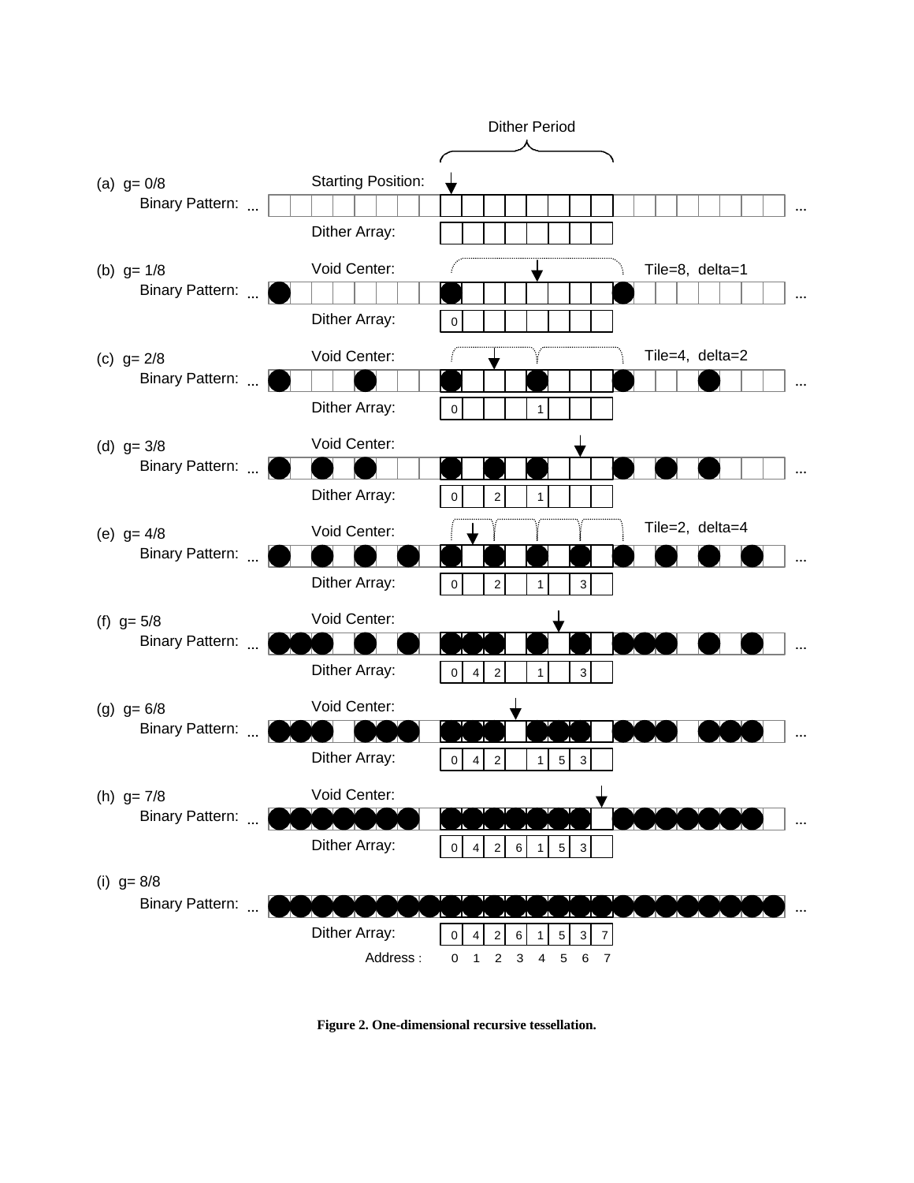**Figure 2. One-dimensional recursive tessellation.**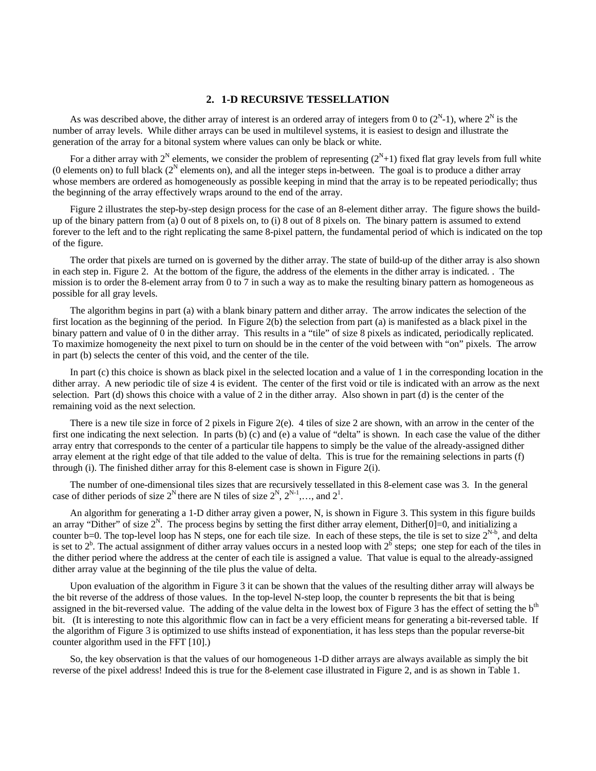## 2. 1-D RECURSIVE TESSELLATION

As was described above, the dither array of interest is an ordered array of integers from 0 to ($2^N$-1), where $2^N$ is the number of array levels. While dither arrays can be used in multilevel systems, it is easiest to design and illustrate the generation of the array for a bitonal system where values can only be black or white.

For a dither array with $2^N$ elements, we consider the problem of representing ($2^N$+1) fixed flat gray levels from full white (0 elements on) to full black ($2^N$ elements on), and all the integer steps in-between. The goal is to produce a dither array whose members are ordered as homogeneously as possible keeping in mind that the array is to be repeated periodically; thus the beginning of the array effectively wraps around to the end of the array.

Figure 2 illustrates the step-by-step design process for the case of an 8-element dither array. The figure shows the build-up of the binary pattern from (a) 0 out of 8 pixels on, to (i) 8 out of 8 pixels on. The binary pattern is assumed to extend forever to the left and to the right replicating the same 8-pixel pattern, the fundamental period of which is indicated on the top of the figure.

The order that pixels are turned on is governed by the dither array. The state of build-up of the dither array is also shown in each step in. Figure 2. At the bottom of the figure, the address of the elements in the dither array is indicated. . The mission is to order the 8-element array from 0 to 7 in such a way as to make the resulting binary pattern as homogeneous as possible for all gray levels.

The algorithm begins in part (a) with a blank binary pattern and dither array. The arrow indicates the selection of the first location as the beginning of the period. In Figure 2(b) the selection from part (a) is manifested as a black pixel in the binary pattern and value of 0 in the dither array. This results in a "tile" of size 8 pixels as indicated, periodically replicated. To maximize homogeneity the next pixel to turn on should be in the center of the void between with "on" pixels. The arrow in part (b) selects the center of this void, and the center of the tile.

In part (c) this choice is shown as black pixel in the selected location and a value of 1 in the corresponding location in the dither array. A new periodic tile of size 4 is evident. The center of the first void or tile is indicated with an arrow as the next selection. Part (d) shows this choice with a value of 2 in the dither array. Also shown in part (d) is the center of the remaining void as the next selection.

There is a new tile size in force of 2 pixels in Figure 2(e). 4 tiles of size 2 are shown, with an arrow in the center of the first one indicating the next selection. In parts (b) (c) and (e) a value of "delta" is shown. In each case the value of the dither array entry that corresponds to the center of a particular tile happens to simply be the value of the already-assigned dither array element at the right edge of that tile added to the value of delta. This is true for the remaining selections in parts (f) through (i). The finished dither array for this 8-element case is shown in Figure 2(i).

The number of one-dimensional tiles sizes that are recursively tessellated in this 8-element case was 3. In the general case of dither periods of size $2^N$ there are N tiles of size $2^N$, $2^{N-1}$,…, and $2^1$.

An algorithm for generating a 1-D dither array given a power, N, is shown in Figure 3. This system in this figure builds an array "Dither" of size $2^N$. The process begins by setting the first dither array element, Dither[0]=0, and initializing a counter b=0. The top-level loop has N steps, one for each tile size. In each of these steps, the tile is set to size $2^{N-b}$, and delta is set to $2^b$. The actual assignment of dither array values occurs in a nested loop with $2^b$ steps; one step for each of the tiles in the dither period where the address at the center of each tile is assigned a value. That value is equal to the already-assigned dither array value at the beginning of the tile plus the value of delta.

Upon evaluation of the algorithm in Figure 3 it can be shown that the values of the resulting dither array will always be the bit reverse of the address of those values. In the top-level N-step loop, the counter b represents the bit that is being assigned in the bit-reversed value. The adding of the value delta in the lowest box of Figure 3 has the effect of setting the $b^{th}$ bit. (It is interesting to note this algorithmic flow can in fact be a very efficient means for generating a bit-reversed table. If the algorithm of Figure 3 is optimized to use shifts instead of exponentiation, it has less steps than the popular reverse-bit counter algorithm used in the FFT [10].)

So, the key observation is that the values of our homogeneous 1-D dither arrays are always available as simply the bit reverse of the pixel address! Indeed this is true for the 8-element case illustrated in Figure 2, and is as shown in Table 1.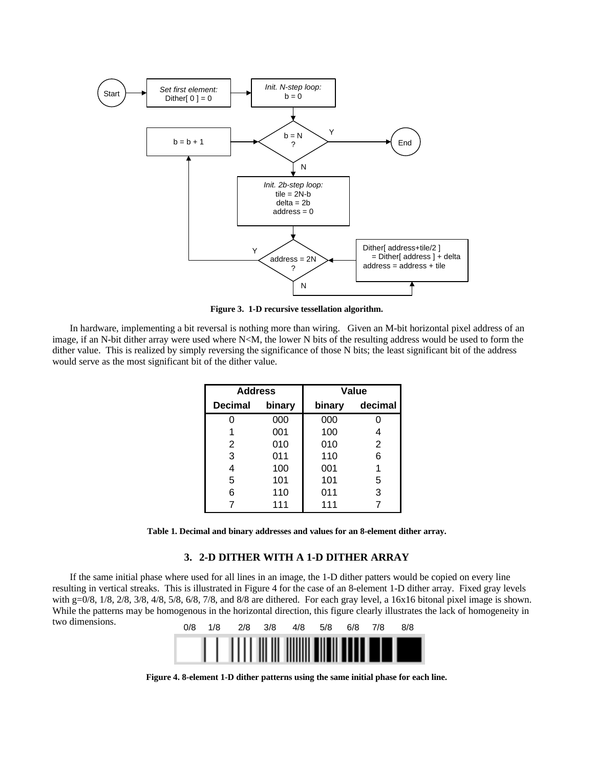Figure 3.  1-D recursive tessellation algorithm.

In hardware, implementing a bit reversal is nothing more than wiring.   Given an M-bit horizontal pixel address of an image, if an N-bit dither array were used where N<M, the lower N bits of the resulting address would be used to form the dither value.  This is realized by simply reversing the significance of those N bits; the least significant bit of the address would serve as the most significant bit of the dither value.

| Address | | Value | |
|---|---|---|---|
| Decimal | binary | binary | decimal |
| 0 | 000 | 000 | 0 |
| 1 | 001 | 100 | 4 |
| 2 | 010 | 010 | 2 |
| 3 | 011 | 110 | 6 |
| 4 | 100 | 001 | 1 |
| 5 | 101 | 101 | 5 |
| 6 | 110 | 011 | 3 |
| 7 | 111 | 111 | 7 |

**Table 1. Decimal and binary addresses and values for an 8-element dither array.**

## 3.  2-D DITHER WITH A 1-D DITHER ARRAY

If the same initial phase where used for all lines in an image, the 1-D dither patters would be copied on every line resulting in vertical streaks.  This is illustrated in Figure 4 for the case of an 8-element 1-D dither array.  Fixed gray levels with g=0/8, 1/8, 2/8, 3/8, 4/8, 5/8, 6/8, 7/8, and 8/8 are dithered.  For each gray level, a 16x16 bitonal pixel image is shown. While the patterns may be homogenous in the horizontal direction, this figure clearly illustrates the lack of homogeneity in two dimensions.

**Figure 4. 8-element 1-D dither patterns using the same initial phase for each line.**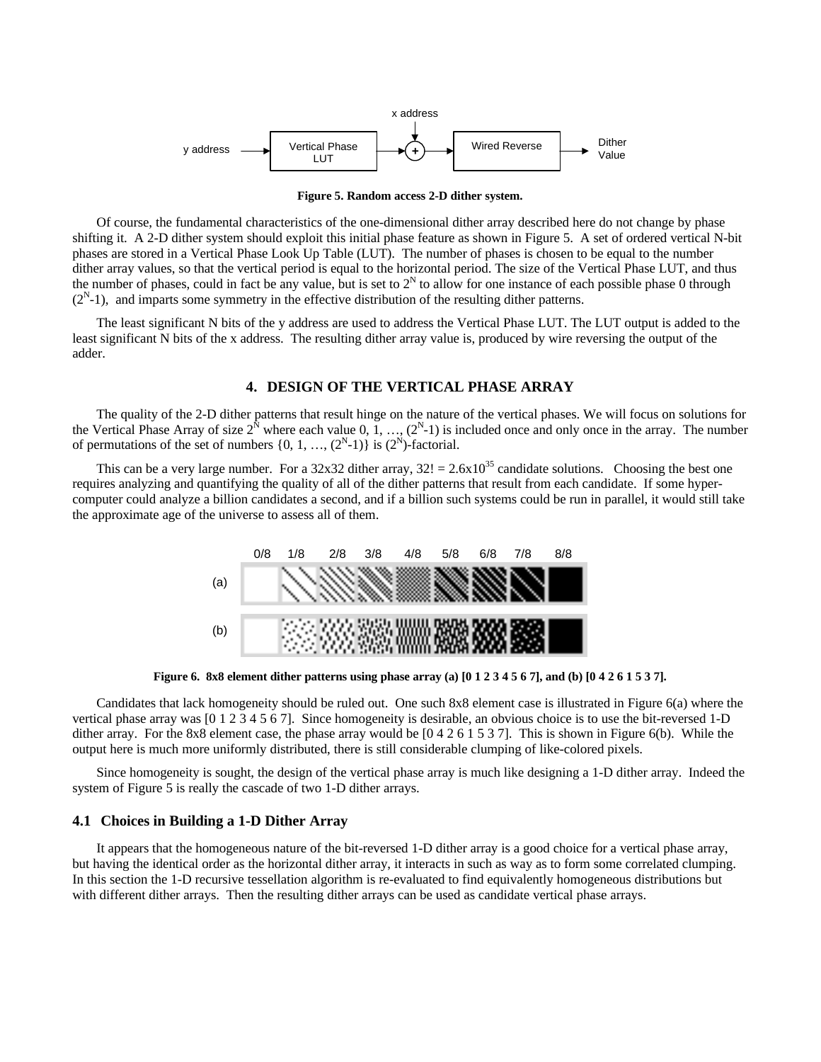Figure 5. Random access 2-D dither system.

Of course, the fundamental characteristics of the one-dimensional dither array described here do not change by phase shifting it. A 2-D dither system should exploit this initial phase feature as shown in Figure 5. A set of ordered vertical N-bit phases are stored in a Vertical Phase Look Up Table (LUT). The number of phases is chosen to be equal to the number dither array values, so that the vertical period is equal to the horizontal period. The size of the Vertical Phase LUT, and thus the number of phases, could in fact be any value, but is set to $2^N$ to allow for one instance of each possible phase 0 through ($2^N$-1), and imparts some symmetry in the effective distribution of the resulting dither patterns.

The least significant N bits of the y address are used to address the Vertical Phase LUT. The LUT output is added to the least significant N bits of the x address. The resulting dither array value is, produced by wire reversing the output of the adder.

## 4. DESIGN OF THE VERTICAL PHASE ARRAY

The quality of the 2-D dither patterns that result hinge on the nature of the vertical phases. We will focus on solutions for the Vertical Phase Array of size $2^N$ where each value 0, 1, …, ($2^N$-1) is included once and only once in the array. The number of permutations of the set of numbers {0, 1, …, ($2^N$-1)} is ($2^N$)-factorial.

This can be a very large number. For a 32x32 dither array, 32! = $2.6 \times 10^{35}$ candidate solutions. Choosing the best one requires analyzing and quantifying the quality of all of the dither patterns that result from each candidate. If some hyper-computer could analyze a billion candidates a second, and if a billion such systems could be run in parallel, it would still take the approximate age of the universe to assess all of them.

Figure 6. 8x8 element dither patterns using phase array (a) [0 1 2 3 4 5 6 7], and (b) [0 4 2 6 1 5 3 7].

Candidates that lack homogeneity should be ruled out. One such 8x8 element case is illustrated in Figure 6(a) where the vertical phase array was [0 1 2 3 4 5 6 7]. Since homogeneity is desirable, an obvious choice is to use the bit-reversed 1-D dither array. For the 8x8 element case, the phase array would be [0 4 2 6 1 5 3 7]. This is shown in Figure 6(b). While the output here is much more uniformly distributed, there is still considerable clumping of like-colored pixels.

Since homogeneity is sought, the design of the vertical phase array is much like designing a 1-D dither array. Indeed the system of Figure 5 is really the cascade of two 1-D dither arrays.

### 4.1 Choices in Building a 1-D Dither Array

It appears that the homogeneous nature of the bit-reversed 1-D dither array is a good choice for a vertical phase array, but having the identical order as the horizontal dither array, it interacts in such as way as to form some correlated clumping. In this section the 1-D recursive tessellation algorithm is re-evaluated to find equivalently homogeneous distributions but with different dither arrays. Then the resulting dither arrays can be used as candidate vertical phase arrays.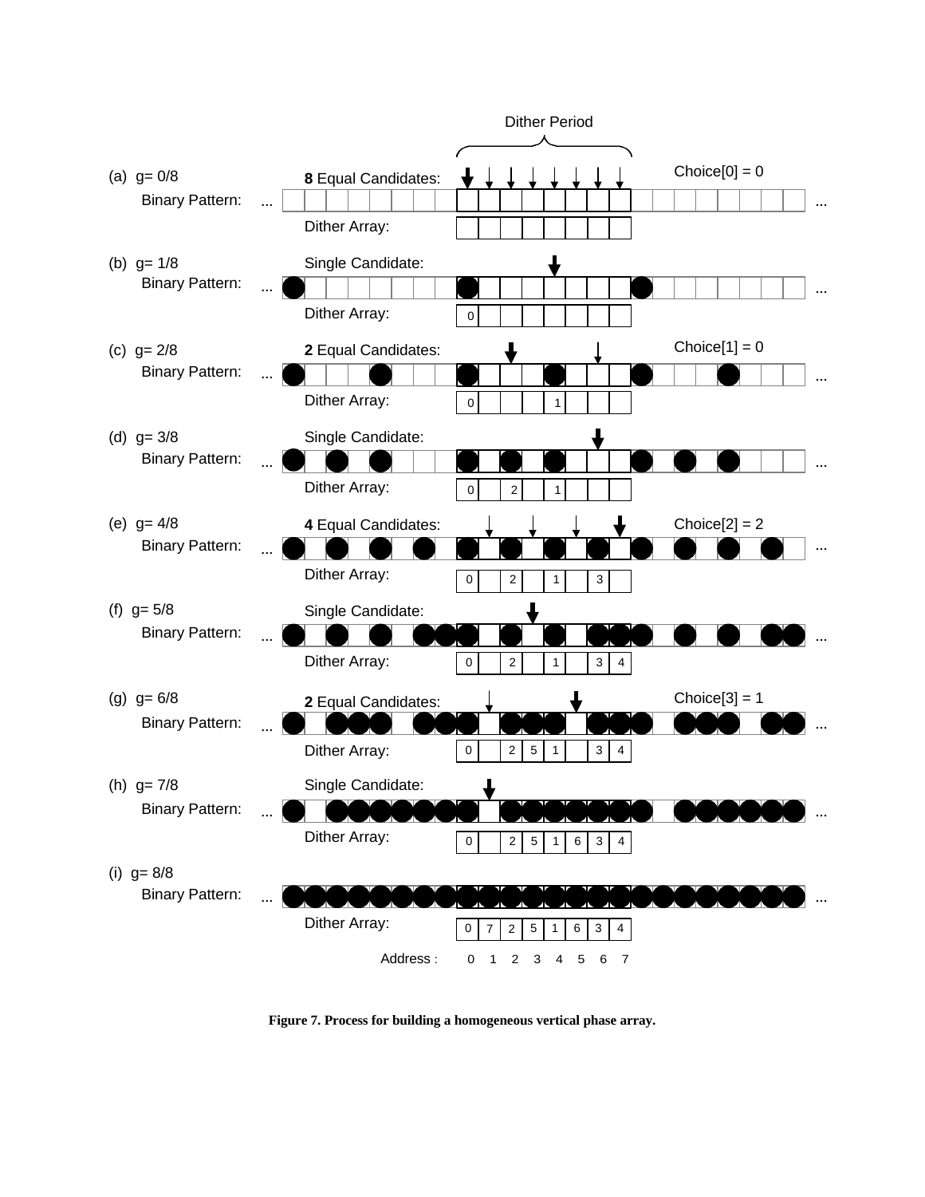Dither Period

(a) g= 0/8 — 8 Equal Candidates — Choice[0] = 0

Binary Pattern: ...

Dither Array:

(b) g= 1/8 — Single Candidate

Binary Pattern: ...

Dither Array: 0

(c) g= 2/8 — 2 Equal Candidates — Choice[1] = 0

Binary Pattern: ...

Dither Array: 0 1

(d) g= 3/8 — Single Candidate

Binary Pattern: ...

Dither Array: 0 2 1

(e) g= 4/8 — 4 Equal Candidates — Choice[2] = 2

Binary Pattern: ...

Dither Array: 0 2 1 3

(f) g= 5/8 — Single Candidate

Binary Pattern: ...

Dither Array: 0 2 1 3 4

(g) g= 6/8 — 2 Equal Candidates — Choice[3] = 1

Binary Pattern: ...

Dither Array: 0 2 5 1 3 4

(h) g= 7/8 — Single Candidate

Binary Pattern: ...

Dither Array: 0 2 5 1 6 3 4

(i) g= 8/8

Binary Pattern: ...

Dither Array: 0 7 2 5 1 6 3 4

Address : 0 1 2 3 4 5 6 7

**Figure 7. Process for building a homogeneous vertical phase array.**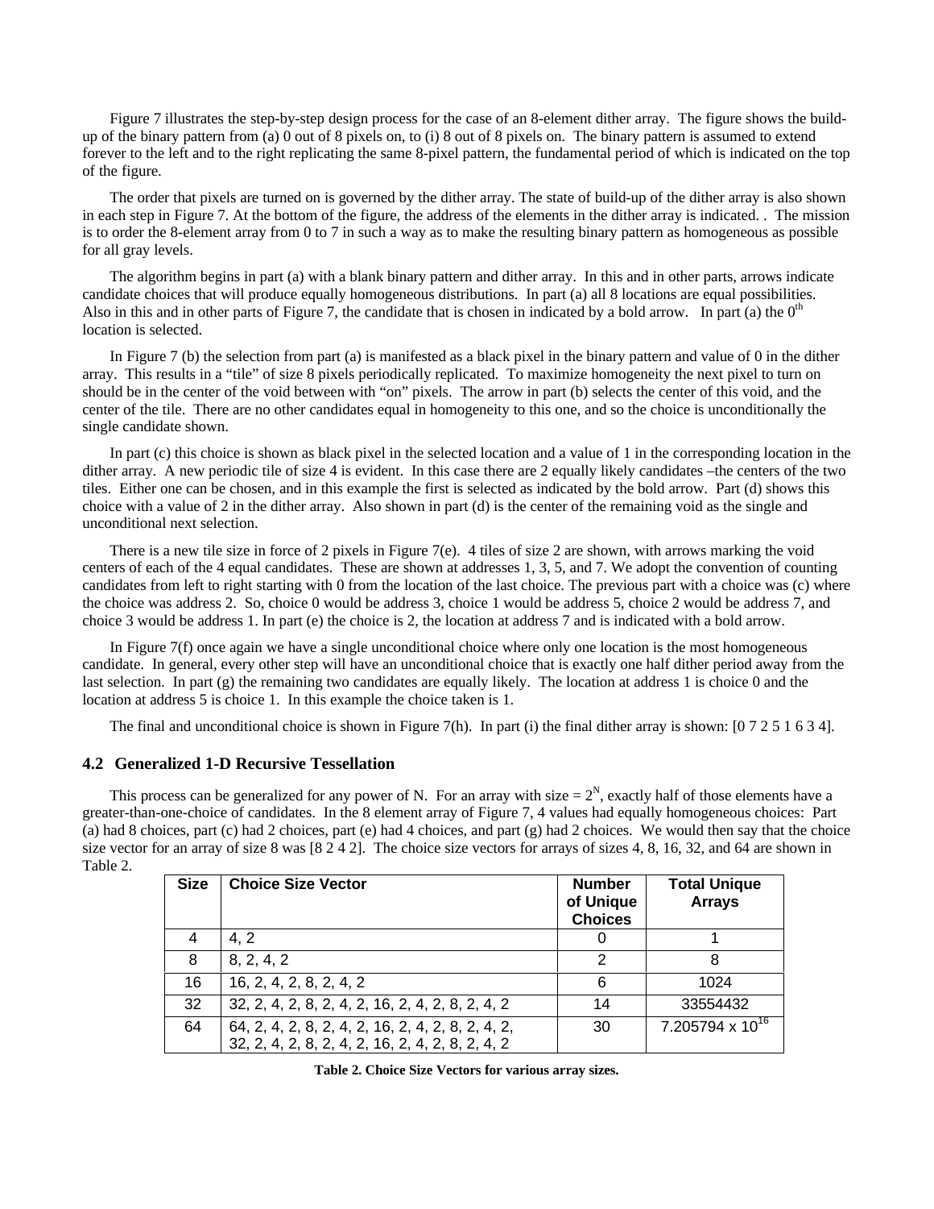Figure 7 illustrates the step-by-step design process for the case of an 8-element dither array. The figure shows the build-up of the binary pattern from (a) 0 out of 8 pixels on, to (i) 8 out of 8 pixels on. The binary pattern is assumed to extend forever to the left and to the right replicating the same 8-pixel pattern, the fundamental period of which is indicated on the top of the figure.

The order that pixels are turned on is governed by the dither array. The state of build-up of the dither array is also shown in each step in Figure 7. At the bottom of the figure, the address of the elements in the dither array is indicated. . The mission is to order the 8-element array from 0 to 7 in such a way as to make the resulting binary pattern as homogeneous as possible for all gray levels.

The algorithm begins in part (a) with a blank binary pattern and dither array. In this and in other parts, arrows indicate candidate choices that will produce equally homogeneous distributions. In part (a) all 8 locations are equal possibilities. Also in this and in other parts of Figure 7, the candidate that is chosen in indicated by a bold arrow. In part (a) the 0th location is selected.

In Figure 7 (b) the selection from part (a) is manifested as a black pixel in the binary pattern and value of 0 in the dither array. This results in a "tile" of size 8 pixels periodically replicated. To maximize homogeneity the next pixel to turn on should be in the center of the void between with "on" pixels. The arrow in part (b) selects the center of this void, and the center of the tile. There are no other candidates equal in homogeneity to this one, and so the choice is unconditionally the single candidate shown.

In part (c) this choice is shown as black pixel in the selected location and a value of 1 in the corresponding location in the dither array. A new periodic tile of size 4 is evident. In this case there are 2 equally likely candidates –the centers of the two tiles. Either one can be chosen, and in this example the first is selected as indicated by the bold arrow. Part (d) shows this choice with a value of 2 in the dither array. Also shown in part (d) is the center of the remaining void as the single and unconditional next selection.

There is a new tile size in force of 2 pixels in Figure 7(e). 4 tiles of size 2 are shown, with arrows marking the void centers of each of the 4 equal candidates. These are shown at addresses 1, 3, 5, and 7. We adopt the convention of counting candidates from left to right starting with 0 from the location of the last choice. The previous part with a choice was (c) where the choice was address 2. So, choice 0 would be address 3, choice 1 would be address 5, choice 2 would be address 7, and choice 3 would be address 1. In part (e) the choice is 2, the location at address 7 and is indicated with a bold arrow.

In Figure 7(f) once again we have a single unconditional choice where only one location is the most homogeneous candidate. In general, every other step will have an unconditional choice that is exactly one half dither period away from the last selection. In part (g) the remaining two candidates are equally likely. The location at address 1 is choice 0 and the location at address 5 is choice 1. In this example the choice taken is 1.

The final and unconditional choice is shown in Figure 7(h). In part (i) the final dither array is shown: [0 7 2 5 1 6 3 4].

### 4.2 Generalized 1-D Recursive Tessellation

This process can be generalized for any power of N. For an array with size = $2^N$, exactly half of those elements have a greater-than-one-choice of candidates. In the 8 element array of Figure 7, 4 values had equally homogeneous choices: Part (a) had 8 choices, part (c) had 2 choices, part (e) had 4 choices, and part (g) had 2 choices. We would then say that the choice size vector for an array of size 8 was [8 2 4 2]. The choice size vectors for arrays of sizes 4, 8, 16, 32, and 64 are shown in Table 2.

| Size | Choice Size Vector | Number of Unique Choices | Total Unique Arrays |
|---|---|---|---|
| 4 | 4, 2 | 0 | 1 |
| 8 | 8, 2, 4, 2 | 2 | 8 |
| 16 | 16, 2, 4, 2, 8, 2, 4, 2 | 6 | 1024 |
| 32 | 32, 2, 4, 2, 8, 2, 4, 2, 16, 2, 4, 2, 8, 2, 4, 2 | 14 | 33554432 |
| 64 | 64, 2, 4, 2, 8, 2, 4, 2, 16, 2, 4, 2, 8, 2, 4, 2, 32, 2, 4, 2, 8, 2, 4, 2, 16, 2, 4, 2, 8, 2, 4, 2 | 30 | $7.205794 \times 10^{16}$ |

**Table 2. Choice Size Vectors for various array sizes.**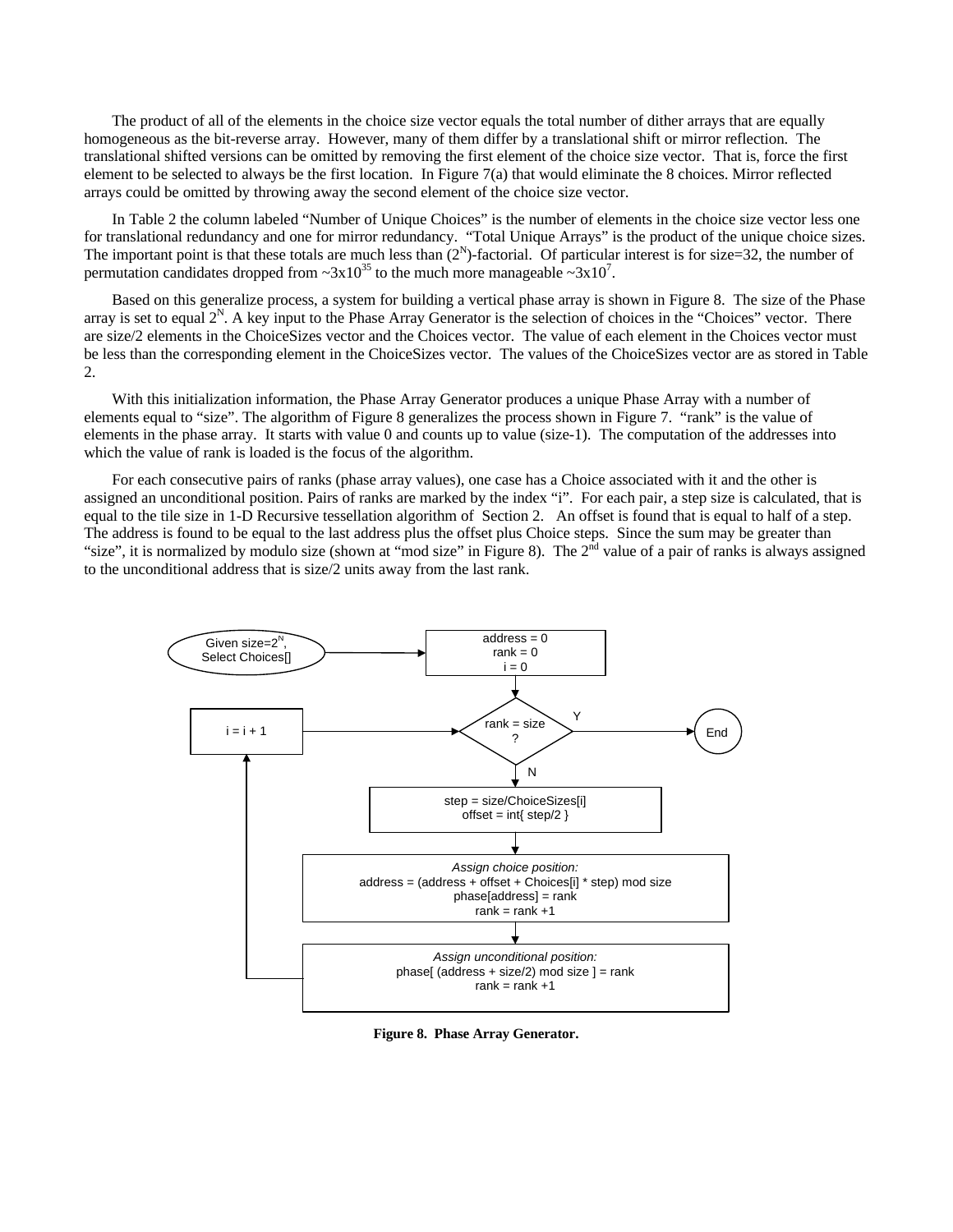The product of all of the elements in the choice size vector equals the total number of dither arrays that are equally homogeneous as the bit-reverse array. However, many of them differ by a translational shift or mirror reflection. The translational shifted versions can be omitted by removing the first element of the choice size vector. That is, force the first element to be selected to always be the first location. In Figure 7(a) that would eliminate the 8 choices. Mirror reflected arrays could be omitted by throwing away the second element of the choice size vector.

In Table 2 the column labeled "Number of Unique Choices" is the number of elements in the choice size vector less one for translational redundancy and one for mirror redundancy. "Total Unique Arrays" is the product of the unique choice sizes. The important point is that these totals are much less than $(2^N)$-factorial. Of particular interest is for size=32, the number of permutation candidates dropped from ~$3 \times 10^{35}$ to the much more manageable ~$3 \times 10^{7}$.

Based on this generalize process, a system for building a vertical phase array is shown in Figure 8. The size of the Phase array is set to equal $2^N$. A key input to the Phase Array Generator is the selection of choices in the "Choices" vector. There are size/2 elements in the ChoiceSizes vector and the Choices vector. The value of each element in the Choices vector must be less than the corresponding element in the ChoiceSizes vector. The values of the ChoiceSizes vector are as stored in Table 2.

With this initialization information, the Phase Array Generator produces a unique Phase Array with a number of elements equal to "size". The algorithm of Figure 8 generalizes the process shown in Figure 7. "rank" is the value of elements in the phase array. It starts with value 0 and counts up to value (size-1). The computation of the addresses into which the value of rank is loaded is the focus of the algorithm.

For each consecutive pairs of ranks (phase array values), one case has a Choice associated with it and the other is assigned an unconditional position. Pairs of ranks are marked by the index "i". For each pair, a step size is calculated, that is equal to the tile size in 1-D Recursive tessellation algorithm of Section 2. An offset is found that is equal to half of a step. The address is found to be equal to the last address plus the offset plus Choice steps. Since the sum may be greater than "size", it is normalized by modulo size (shown at "mod size" in Figure 8). The 2nd value of a pair of ranks is always assigned to the unconditional address that is size/2 units away from the last rank.

```
Given size=2^N, Select Choices[]
        |
        v
address = 0
rank = 0
i = 0
        |
        v
   rank = size ? --Y--> End
        |  ^
        N  |
        v  +-------------------- i = i + 1 <----+
step = size/ChoiceSizes[i]                       |
offset = int{ step/2 }                           |
        |                                        |
        v                                        |
Assign choice position:                          |
address = (address + offset + Choices[i] * step) mod size
phase[address] = rank                            |
rank = rank +1                                   |
        |                                        |
        v                                        |
Assign unconditional position:                   |
phase[ (address + size/2) mod size ] = rank      |
rank = rank +1 ----------------------------------+
```

**Figure 8. Phase Array Generator.**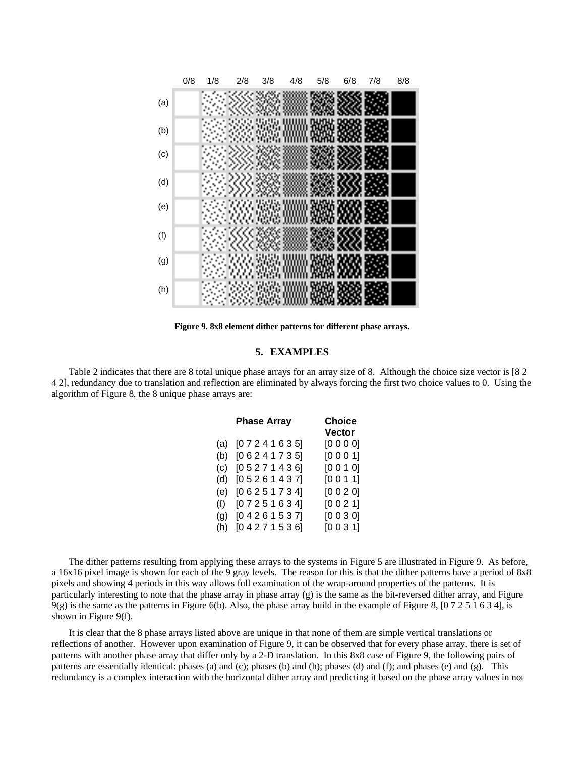Figure 9. 8x8 element dither patterns for different phase arrays.

## 5. EXAMPLES

Table 2 indicates that there are 8 total unique phase arrays for an array size of 8. Although the choice size vector is [8 2 4 2], redundancy due to translation and reflection are eliminated by always forcing the first two choice values to 0. Using the algorithm of Figure 8, the 8 unique phase arrays are:

| | Phase Array | Choice Vector |
|---|---|---|
| (a) | [0 7 2 4 1 6 3 5] | [0 0 0 0] |
| (b) | [0 6 2 4 1 7 3 5] | [0 0 0 1] |
| (c) | [0 5 2 7 1 4 3 6] | [0 0 1 0] |
| (d) | [0 5 2 6 1 4 3 7] | [0 0 1 1] |
| (e) | [0 6 2 5 1 7 3 4] | [0 0 2 0] |
| (f) | [0 7 2 5 1 6 3 4] | [0 0 2 1] |
| (g) | [0 4 2 6 1 5 3 7] | [0 0 3 0] |
| (h) | [0 4 2 7 1 5 3 6] | [0 0 3 1] |

The dither patterns resulting from applying these arrays to the systems in Figure 5 are illustrated in Figure 9. As before, a 16x16 pixel image is shown for each of the 9 gray levels. The reason for this is that the dither patterns have a period of 8x8 pixels and showing 4 periods in this way allows full examination of the wrap-around properties of the patterns. It is particularly interesting to note that the phase array in phase array (g) is the same as the bit-reversed dither array, and Figure 9(g) is the same as the patterns in Figure 6(b). Also, the phase array build in the example of Figure 8, [0 7 2 5 1 6 3 4], is shown in Figure 9(f).

It is clear that the 8 phase arrays listed above are unique in that none of them are simple vertical translations or reflections of another. However upon examination of Figure 9, it can be observed that for every phase array, there is set of patterns with another phase array that differ only by a 2-D translation. In this 8x8 case of Figure 9, the following pairs of patterns are essentially identical: phases (a) and (c); phases (b) and (h); phases (d) and (f); and phases (e) and (g). This redundancy is a complex interaction with the horizontal dither array and predicting it based on the phase array values in not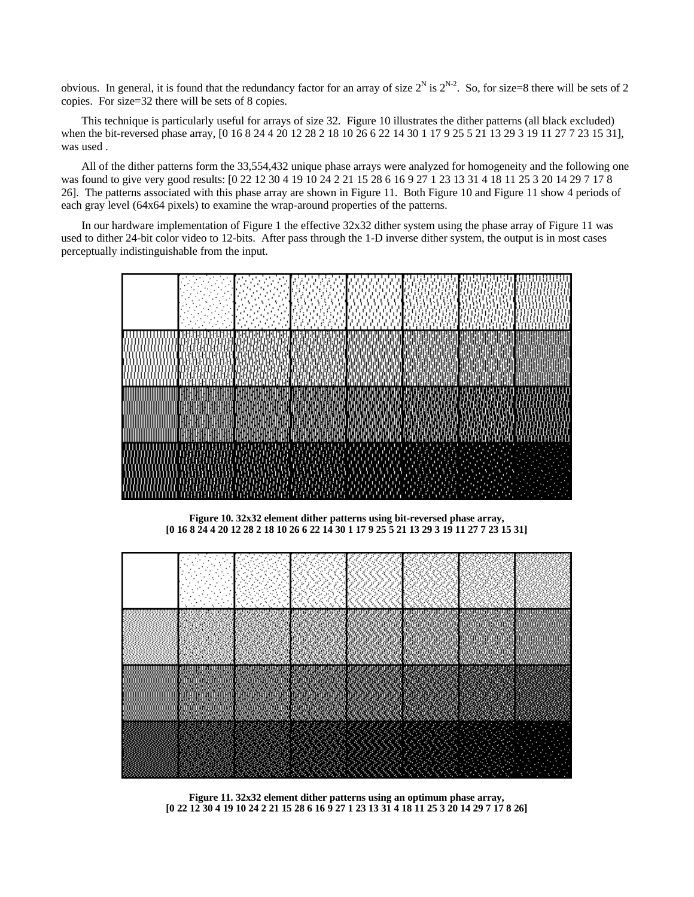obvious. In general, it is found that the redundancy factor for an array of size $2^N$ is $2^{N-2}$. So, for size=8 there will be sets of 2 copies. For size=32 there will be sets of 8 copies.

This technique is particularly useful for arrays of size 32. Figure 10 illustrates the dither patterns (all black excluded) when the bit-reversed phase array, [0 16 8 24 4 20 12 28 2 18 10 26 6 22 14 30 1 17 9 25 5 21 13 29 3 19 11 27 7 23 15 31], was used .

All of the dither patterns form the 33,554,432 unique phase arrays were analyzed for homogeneity and the following one was found to give very good results: [0 22 12 30 4 19 10 24 2 21 15 28 6 16 9 27 1 23 13 31 4 18 11 25 3 20 14 29 7 17 8 26]. The patterns associated with this phase array are shown in Figure 11. Both Figure 10 and Figure 11 show 4 periods of each gray level (64x64 pixels) to examine the wrap-around properties of the patterns.

In our hardware implementation of Figure 1 the effective 32x32 dither system using the phase array of Figure 11 was used to dither 24-bit color video to 12-bits. After pass through the 1-D inverse dither system, the output is in most cases perceptually indistinguishable from the input.

**Figure 10. 32x32 element dither patterns using bit-reversed phase array, [0 16 8 24 4 20 12 28 2 18 10 26 6 22 14 30 1 17 9 25 5 21 13 29 3 19 11 27 7 23 15 31]**

**Figure 11. 32x32 element dither patterns using an optimum phase array, [0 22 12 30 4 19 10 24 2 21 15 28 6 16 9 27 1 23 13 31 4 18 11 25 3 20 14 29 7 17 8 26]**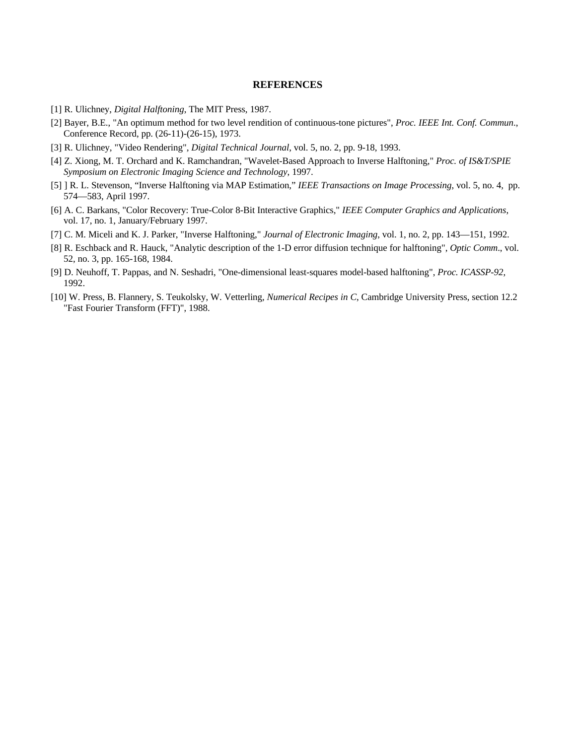# REFERENCES

[1] R. Ulichney, *Digital Halftoning*, The MIT Press, 1987.

[2] Bayer, B.E., "An optimum method for two level rendition of continuous-tone pictures", *Proc. IEEE Int. Conf. Commun*., Conference Record, pp. (26-11)-(26-15), 1973.

[3] R. Ulichney, "Video Rendering", *Digital Technical Journal*, vol. 5, no. 2, pp. 9-18, 1993.

[4] Z. Xiong, M. T. Orchard and K. Ramchandran, "Wavelet-Based Approach to Inverse Halftoning," *Proc. of IS&T/SPIE Symposium on Electronic Imaging Science and Technology,* 1997.

[5] ] R. L. Stevenson, “Inverse Halftoning via MAP Estimation,” *IEEE Transactions on Image Processing*, vol. 5, no. 4, pp. 574—583, April 1997.

[6] A. C. Barkans, "Color Recovery: True-Color 8-Bit Interactive Graphics," *IEEE Computer Graphics and Applications*, vol. 17, no. 1, January/February 1997.

[7] C. M. Miceli and K. J. Parker, "Inverse Halftoning," *Journal of Electronic Imaging*, vol. 1, no. 2, pp. 143—151, 1992.

[8] R. Eschback and R. Hauck, "Analytic description of the 1-D error diffusion technique for halftoning", *Optic Comm*., vol. 52, no. 3, pp. 165-168, 1984.

[9] D. Neuhoff, T. Pappas, and N. Seshadri, "One-dimensional least-squares model-based halftoning", *Proc. ICASSP-92,* 1992.

[10] W. Press, B. Flannery, S. Teukolsky, W. Vetterling, *Numerical Recipes in C*, Cambridge University Press, section 12.2 "Fast Fourier Transform (FFT)", 1988.